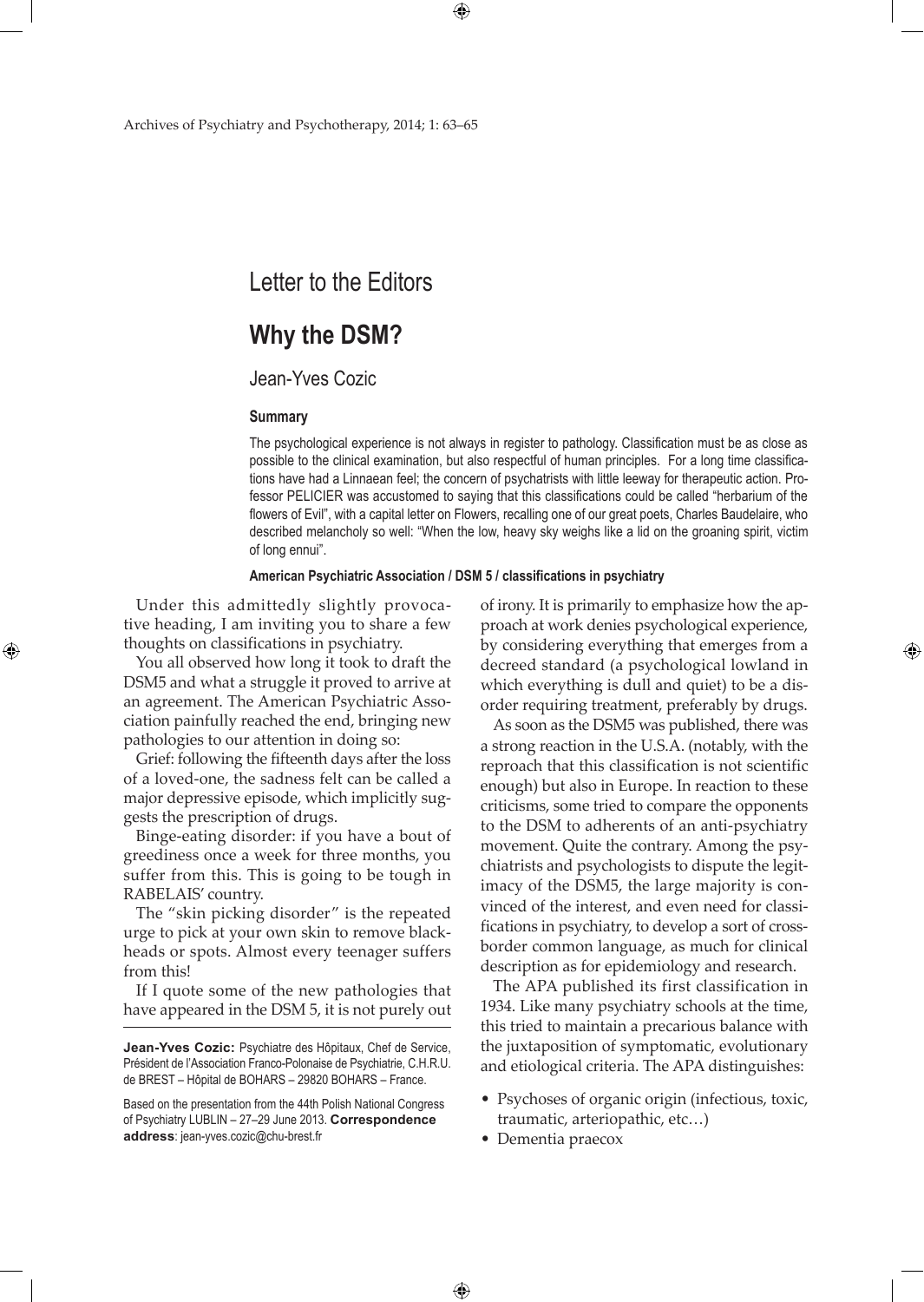Letter to the Editors

# Why the DSM?

Jean-Yves Cozic

### Summary

The psychological experience is not always in register to pathology. Classification must be as close as possible to the clinical examination, but also respectful of human principles. For a long time classifications have had a Linnaean feel; the concern of psychatrists with little leeway for therapeutic action. Professor PELICIER was accustomed to saying that this classifications could be called "herbarium of the flowers of Evil", with a capital letter on Flowers, recalling one of our great poets, Charles Baudelaire, who described melancholy so well: "When the low, heavy sky weighs like a lid on the groaning spirit, victim of long ennui".

**American Psychiatric Association / DSM 5 / classifications in psychiatry**

Under this admittedly slightly provocative heading, I am inviting you to share a few thoughts on classifications in psychiatry.

You all observed how long it took to draft the DSM5 and what a struggle it proved to arrive at an agreement. The American Psychiatric Association painfully reached the end, bringing new pathologies to our attention in doing so:

Grief: following the fifteenth days after the loss of a loved-one, the sadness felt can be called a major depressive episode, which implicitly suggests the prescription of drugs.

Binge-eating disorder: if you have a bout of greediness once a week for three months, you suffer from this. This is going to be tough in RABELAIS' country.

The "skin picking disorder" is the repeated urge to pick at your own skin to remove blackheads or spots. Almost every teenager suffers from this!

If I quote some of the new pathologies that have appeared in the DSM 5, it is not purely out of irony. It is primarily to emphasize how the approach at work denies psychological experience, by considering everything that emerges from a decreed standard (a psychological lowland in which everything is dull and quiet) to be a disorder requiring treatment, preferably by drugs.

As soon as the DSM5 was published, there was a strong reaction in the U.S.A. (notably, with the reproach that this classification is not scientific enough) but also in Europe. In reaction to these criticisms, some tried to compare the opponents to the DSM to adherents of an anti-psychiatry movement. Quite the contrary. Among the psychiatrists and psychologists to dispute the legitimacy of the DSM5, the large majority is convinced of the interest, and even need for classifications in psychiatry, to develop a sort of cross-border common language, as much for clinical description as for epidemiology and research.

The APA published its first classification in 1934. Like many psychiatry schools at the time, this tried to maintain a precarious balance with the juxtaposition of symptomatic, evolutionary and etiological criteria. The APA distinguishes:

- Psychoses of organic origin (infectious, toxic, traumatic, arteriopathic, etc…)
- Dementia praecox

**Jean-Yves Cozic:** Psychiatre des Hôpitaux, Chef de Service, Président de l'Association Franco-Polonaise de Psychiatrie, C.H.R.U. de BREST – Hôpital de BOHARS – 29820 BOHARS – France.

Based on the presentation from the 44th Polish National Congress of Psychiatry LUBLIN – 27–29 June 2013. **Correspondence address**: jean-yves.cozic@chu-brest.fr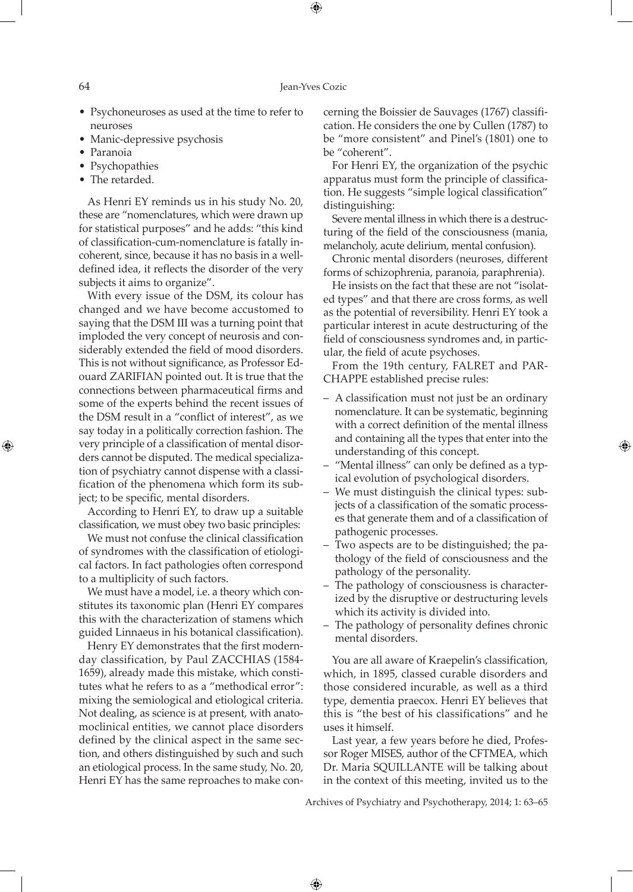- Psychoneuroses as used at the time to refer to neuroses
- Manic-depressive psychosis
- Paranoia
- Psychopathies
- The retarded.

As Henri EY reminds us in his study No. 20, these are "nomenclatures, which were drawn up for statistical purposes" and he adds: "this kind of classification-cum-nomenclature is fatally incoherent, since, because it has no basis in a well-defined idea, it reflects the disorder of the very subjects it aims to organize".

With every issue of the DSM, its colour has changed and we have become accustomed to saying that the DSM III was a turning point that imploded the very concept of neurosis and considerably extended the field of mood disorders. This is not without significance, as Professor Edouard ZARIFIAN pointed out. It is true that the connections between pharmaceutical firms and some of the experts behind the recent issues of the DSM result in a "conflict of interest", as we say today in a politically correction fashion. The very principle of a classification of mental disorders cannot be disputed. The medical specialization of psychiatry cannot dispense with a classification of the phenomena which form its subject; to be specific, mental disorders.

According to Henri EY, to draw up a suitable classification, we must obey two basic principles:

We must not confuse the clinical classification of syndromes with the classification of etiological factors. In fact pathologies often correspond to a multiplicity of such factors.

We must have a model, i.e. a theory which constitutes its taxonomic plan (Henri EY compares this with the characterization of stamens which guided Linnaeus in his botanical classification).

Henry EY demonstrates that the first modern-day classification, by Paul ZACCHIAS (1584-1659), already made this mistake, which constitutes what he refers to as a "methodical error": mixing the semiological and etiological criteria. Not dealing, as science is at present, with anatomoclinical entities, we cannot place disorders defined by the clinical aspect in the same section, and others distinguished by such and such an etiological process. In the same study, No. 20, Henri EY has the same reproaches to make concerning the Boissier de Sauvages (1767) classification. He considers the one by Cullen (1787) to be "more consistent" and Pinel's (1801) one to be "coherent".

For Henri EY, the organization of the psychic apparatus must form the principle of classification. He suggests "simple logical classification" distinguishing:

Severe mental illness in which there is a destructuring of the field of the consciousness (mania, melancholy, acute delirium, mental confusion).

Chronic mental disorders (neuroses, different forms of schizophrenia, paranoia, paraphrenia).

He insists on the fact that these are not "isolated types" and that there are cross forms, as well as the potential of reversibility. Henri EY took a particular interest in acute destructuring of the field of consciousness syndromes and, in particular, the field of acute psychoses.

From the 19th century, FALRET and PARCHAPPE established precise rules:

- A classification must not just be an ordinary nomenclature. It can be systematic, beginning with a correct definition of the mental illness and containing all the types that enter into the understanding of this concept.
- "Mental illness" can only be defined as a typical evolution of psychological disorders.
- We must distinguish the clinical types: subjects of a classification of the somatic processes that generate them and of a classification of pathogenic processes.
- Two aspects are to be distinguished; the pathology of the field of consciousness and the pathology of the personality.
- The pathology of consciousness is characterized by the disruptive or destructuring levels which its activity is divided into.
- The pathology of personality defines chronic mental disorders.

You are all aware of Kraepelin's classification, which, in 1895, classed curable disorders and those considered incurable, as well as a third type, dementia praecox. Henri EY believes that this is "the best of his classifications" and he uses it himself.

Last year, a few years before he died, Professor Roger MISES, author of the CFTMEA, which Dr. Maria SQUILLANTE will be talking about in the context of this meeting, invited us to the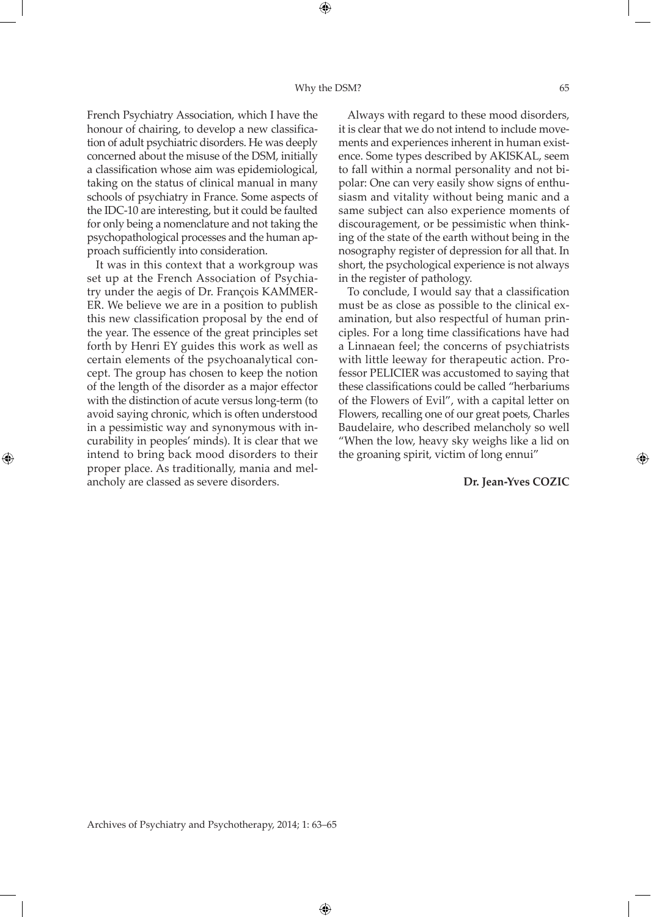French Psychiatry Association, which I have the honour of chairing, to develop a new classification of adult psychiatric disorders. He was deeply concerned about the misuse of the DSM, initially a classification whose aim was epidemiological, taking on the status of clinical manual in many schools of psychiatry in France. Some aspects of the IDC-10 are interesting, but it could be faulted for only being a nomenclature and not taking the psychopathological processes and the human approach sufficiently into consideration.

It was in this context that a workgroup was set up at the French Association of Psychiatry under the aegis of Dr. François KAMMERER. We believe we are in a position to publish this new classification proposal by the end of the year. The essence of the great principles set forth by Henri EY guides this work as well as certain elements of the psychoanalytical concept. The group has chosen to keep the notion of the length of the disorder as a major effector with the distinction of acute versus long-term (to avoid saying chronic, which is often understood in a pessimistic way and synonymous with incurability in peoples' minds). It is clear that we intend to bring back mood disorders to their proper place. As traditionally, mania and melancholy are classed as severe disorders.

Always with regard to these mood disorders, it is clear that we do not intend to include movements and experiences inherent in human existence. Some types described by AKISKAL, seem to fall within a normal personality and not bipolar: One can very easily show signs of enthusiasm and vitality without being manic and a same subject can also experience moments of discouragement, or be pessimistic when thinking of the state of the earth without being in the nosography register of depression for all that. In short, the psychological experience is not always in the register of pathology.

To conclude, I would say that a classification must be as close as possible to the clinical examination, but also respectful of human principles. For a long time classifications have had a Linnaean feel; the concerns of psychiatrists with little leeway for therapeutic action. Professor PELICIER was accustomed to saying that these classifications could be called "herbariums of the Flowers of Evil", with a capital letter on Flowers, recalling one of our great poets, Charles Baudelaire, who described melancholy so well "When the low, heavy sky weighs like a lid on the groaning spirit, victim of long ennui"

**Dr. Jean-Yves COZIC**